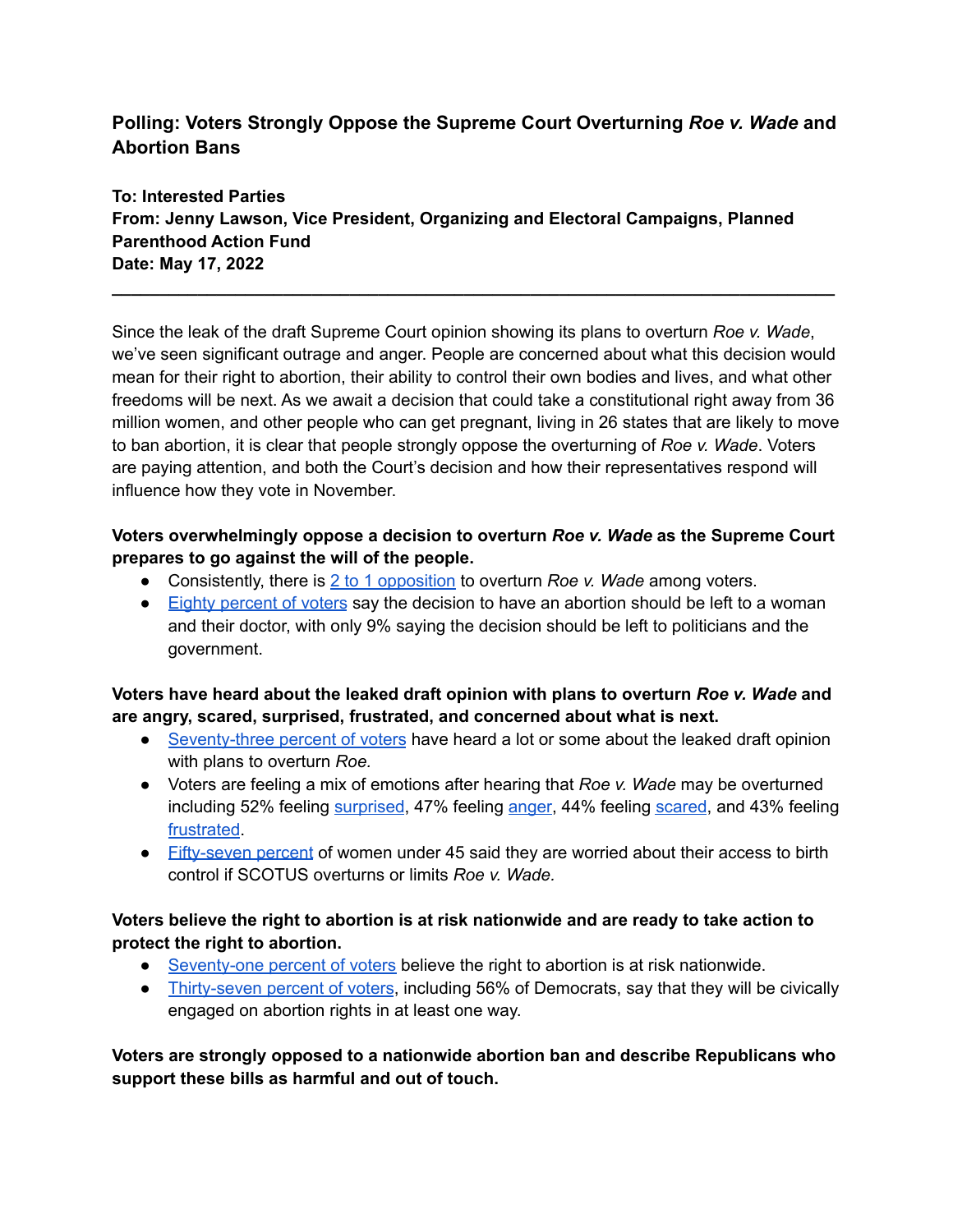**Polling: Voters Strongly Oppose the Supreme Court Overturning *Roe v. Wade* and Abortion Bans**

**To: Interested Parties**
**From: Jenny Lawson, Vice President, Organizing and Electoral Campaigns, Planned Parenthood Action Fund**
**Date: May 17, 2022**

---

Since the leak of the draft Supreme Court opinion showing its plans to overturn *Roe v. Wade*, we've seen significant outrage and anger. People are concerned about what this decision would mean for their right to abortion, their ability to control their own bodies and lives, and what other freedoms will be next. As we await a decision that could take a constitutional right away from 36 million women, and other people who can get pregnant, living in 26 states that are likely to move to ban abortion, it is clear that people strongly oppose the overturning of *Roe v. Wade*. Voters are paying attention, and both the Court's decision and how their representatives respond will influence how they vote in November.

**Voters overwhelmingly oppose a decision to overturn *Roe v. Wade* as the Supreme Court prepares to go against the will of the people.**

- Consistently, there is 2 to 1 opposition to overturn *Roe v. Wade* among voters.
- Eighty percent of voters say the decision to have an abortion should be left to a woman and their doctor, with only 9% saying the decision should be left to politicians and the government.

**Voters have heard about the leaked draft opinion with plans to overturn *Roe v. Wade* and are angry, scared, surprised, frustrated, and concerned about what is next.**

- Seventy-three percent of voters have heard a lot or some about the leaked draft opinion with plans to overturn *Roe.*
- Voters are feeling a mix of emotions after hearing that *Roe v. Wade* may be overturned including 52% feeling surprised, 47% feeling anger, 44% feeling scared, and 43% feeling frustrated.
- Fifty-seven percent of women under 45 said they are worried about their access to birth control if SCOTUS overturns or limits *Roe v. Wade.*

**Voters believe the right to abortion is at risk nationwide and are ready to take action to protect the right to abortion.**

- Seventy-one percent of voters believe the right to abortion is at risk nationwide.
- Thirty-seven percent of voters, including 56% of Democrats, say that they will be civically engaged on abortion rights in at least one way.

**Voters are strongly opposed to a nationwide abortion ban and describe Republicans who support these bills as harmful and out of touch.**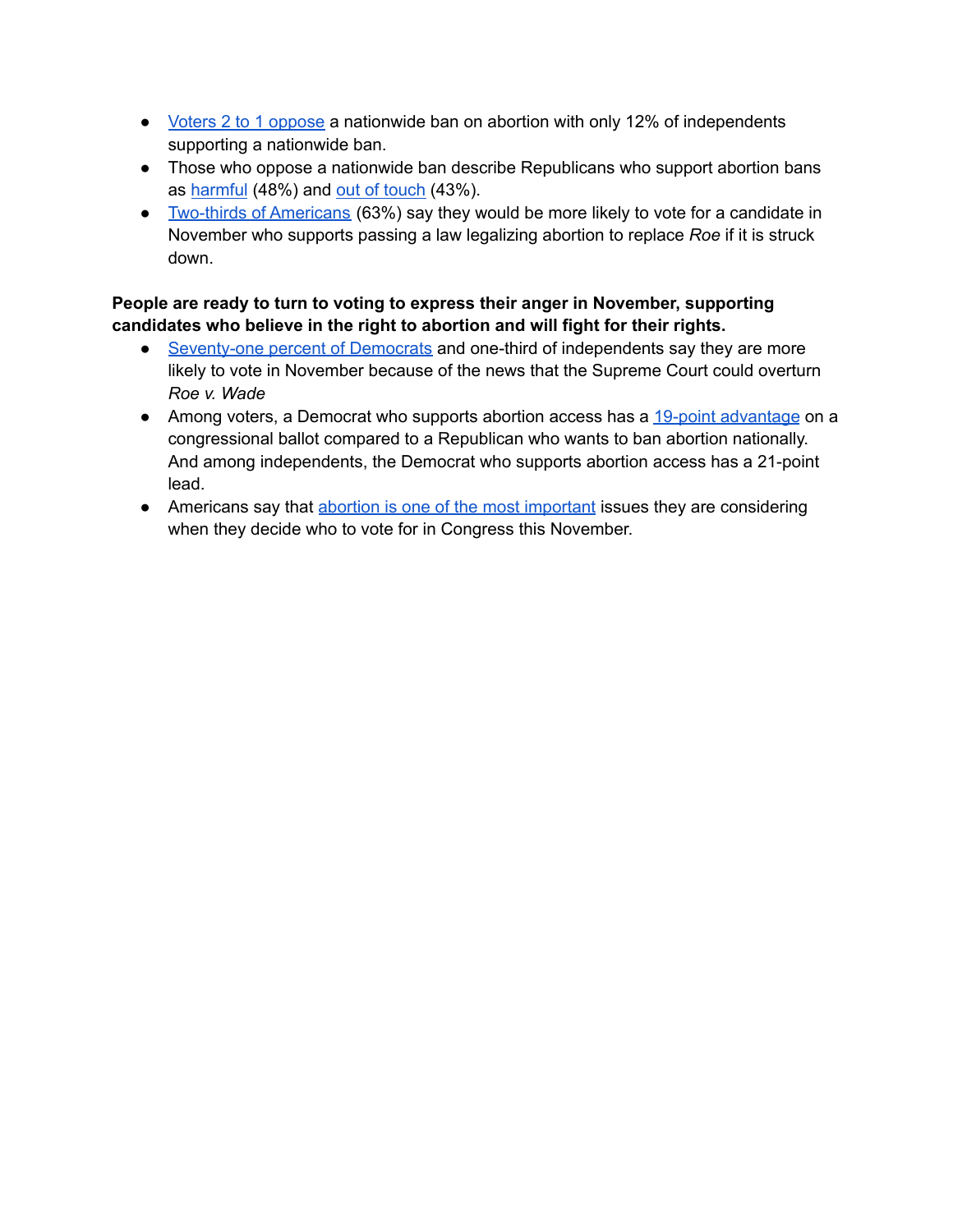- Voters 2 to 1 oppose a nationwide ban on abortion with only 12% of independents supporting a nationwide ban.
- Those who oppose a nationwide ban describe Republicans who support abortion bans as harmful (48%) and out of touch (43%).
- Two-thirds of Americans (63%) say they would be more likely to vote for a candidate in November who supports passing a law legalizing abortion to replace *Roe* if it is struck down.

**People are ready to turn to voting to express their anger in November, supporting candidates who believe in the right to abortion and will fight for their rights.**

- Seventy-one percent of Democrats and one-third of independents say they are more likely to vote in November because of the news that the Supreme Court could overturn *Roe v. Wade*
- Among voters, a Democrat who supports abortion access has a 19-point advantage on a congressional ballot compared to a Republican who wants to ban abortion nationally. And among independents, the Democrat who supports abortion access has a 21-point lead.
- Americans say that abortion is one of the most important issues they are considering when they decide who to vote for in Congress this November.